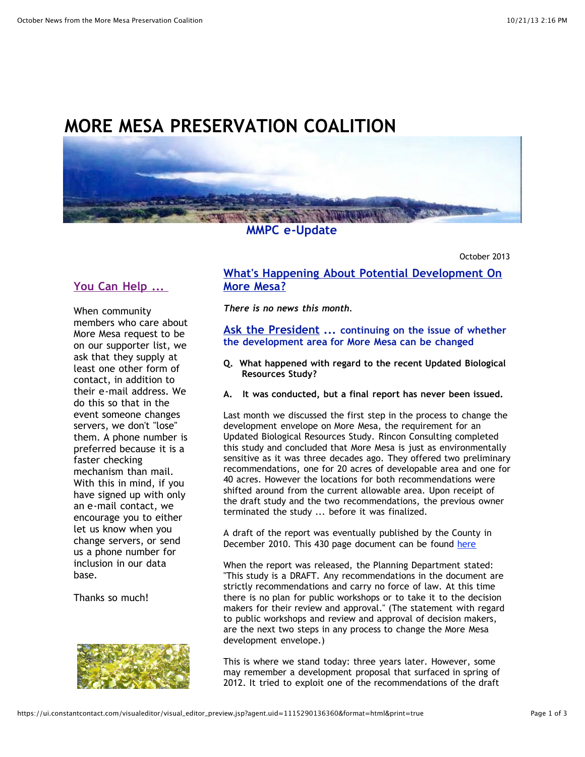# MORE MESA PRESERVATION COALITION

**MMPC e-Update**

October 2013

## You Can Help ...

When community members who care about More Mesa request to be on our supporter list, we ask that they supply at least one other form of contact, in addition to their e-mail address. We do this so that in the event someone changes servers, we don't "lose" them. A phone number is preferred because it is a faster checking mechanism than mail. With this in mind, if you have signed up with only an e-mail contact, we encourage you to either let us know when you change servers, or send us a phone number for inclusion in our data base.

Thanks so much!

## What's Happening About Potential Development On More Mesa?

***There is no news this month.***

## Ask the President ... continuing on the issue of whether the development area for More Mesa can be changed

**Q. What happened with regard to the recent Updated Biological Resources Study?**

**A. It was conducted, but a final report has never been issued.**

Last month we discussed the first step in the process to change the development envelope on More Mesa, the requirement for an Updated Biological Resources Study. Rincon Consulting completed this study and concluded that More Mesa is just as environmentally sensitive as it was three decades ago. They offered two preliminary recommendations, one for 20 acres of developable area and one for 40 acres. However the locations for both recommendations were shifted around from the current allowable area. Upon receipt of the draft study and the two recommendations, the previous owner terminated the study ... before it was finalized.

A draft of the report was eventually published by the County in December 2010. This 430 page document can be found here

When the report was released, the Planning Department stated: "This study is a DRAFT. Any recommendations in the document are strictly recommendations and carry no force of law. At this time there is no plan for public workshops or to take it to the decision makers for their review and approval." (The statement with regard to public workshops and review and approval of decision makers, are the next two steps in any process to change the More Mesa development envelope.)

This is where we stand today: three years later. However, some may remember a development proposal that surfaced in spring of 2012. It tried to exploit one of the recommendations of the draft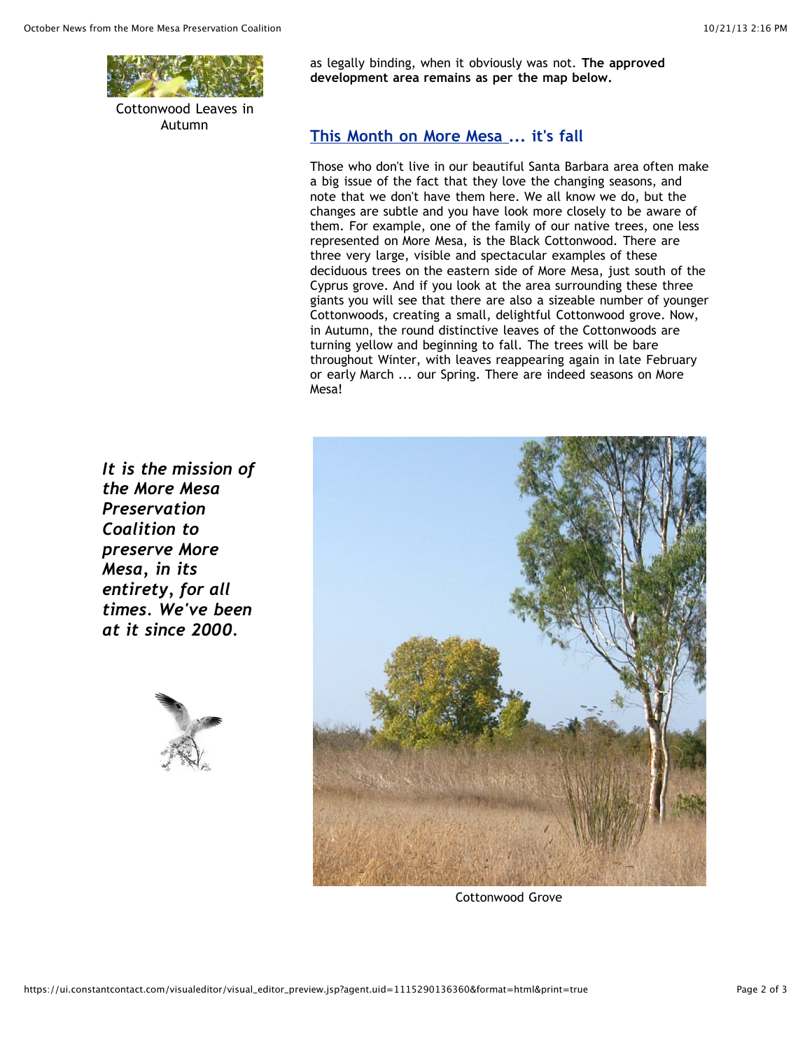Cottonwood Leaves in Autumn

as legally binding, when it obviously was not. **The approved development area remains as per the map below.**

## This Month on More Mesa ... it's fall

Those who don't live in our beautiful Santa Barbara area often make a big issue of the fact that they love the changing seasons, and note that we don't have them here. We all know we do, but the changes are subtle and you have look more closely to be aware of them. For example, one of the family of our native trees, one less represented on More Mesa, is the Black Cottonwood. There are three very large, visible and spectacular examples of these deciduous trees on the eastern side of More Mesa, just south of the Cyprus grove. And if you look at the area surrounding these three giants you will see that there are also a sizeable number of younger Cottonwoods, creating a small, delightful Cottonwood grove. Now, in Autumn, the round distinctive leaves of the Cottonwoods are turning yellow and beginning to fall. The trees will be bare throughout Winter, with leaves reappearing again in late February or early March ... our Spring. There are indeed seasons on More Mesa!

***It is the mission of the More Mesa Preservation Coalition to preserve More Mesa, in its entirety, for all times. We've been at it since 2000.***

Cottonwood Grove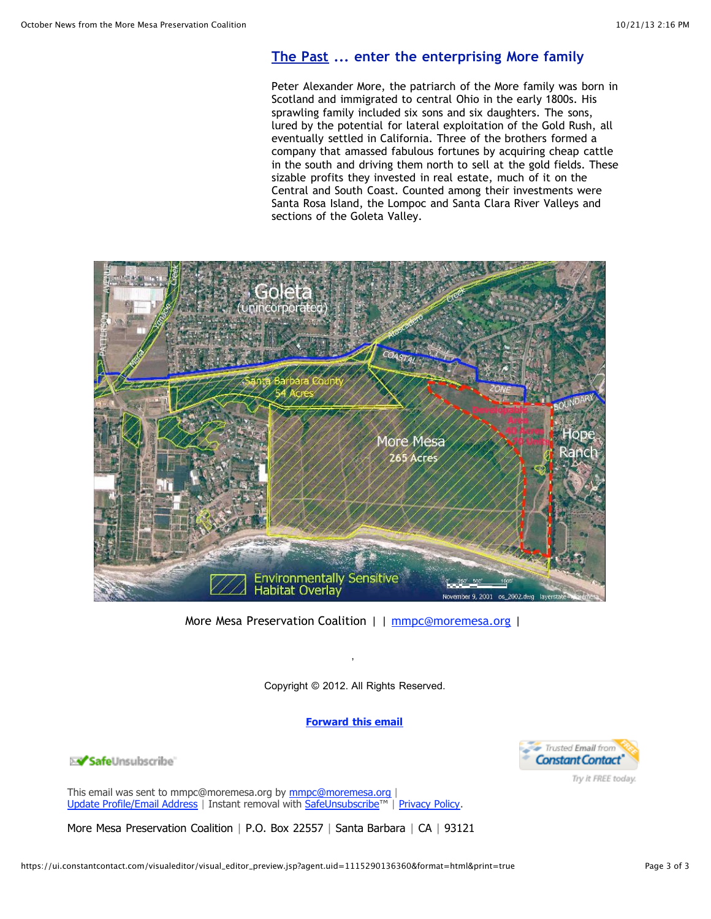## [The Past](#) ... enter the enterprising More family

Peter Alexander More, the patriarch of the More family was born in Scotland and immigrated to central Ohio in the early 1800s. His sprawling family included six sons and six daughters. The sons, lured by the potential for lateral exploitation of the Gold Rush, all eventually settled in California. Three of the brothers formed a company that amassed fabulous fortunes by acquiring cheap cattle in the south and driving them north to sell at the gold fields. These sizable profits they invested in real estate, much of it on the Central and South Coast. Counted among their investments were Santa Rosa Island, the Lompoc and Santa Clara River Valleys and sections of the Goleta Valley.

Goleta
(unincorporated)
PATTERSON AVENUE
Creek
Vanache
Creek
Atascadero
COASTAL ZONE BOUNDARY
Santa Barbara County
54 Acres
Developable Area
40 Acres
70 Units
More Mesa
265 Acres
Hope Ranch
Environmentally Sensitive Habitat Overlay
0' 250' 500' 1000'
November 9, 2001 os_2002.dwg layerstate=moremesa

More Mesa Preservation Coalition | | [mmpc@moremesa.org](mailto:mmpc@moremesa.org) |

,

Copyright © 2012. All Rights Reserved.

**[Forward this email](#)**

SafeUnsubscribe

Trusted Email from Constant Contact FREE
Try it FREE today.

This email was sent to mmpc@moremesa.org by [mmpc@moremesa.org](mailto:mmpc@moremesa.org) |
[Update Profile/Email Address](#) | Instant removal with [SafeUnsubscribe](#)™ | [Privacy Policy](#).

More Mesa Preservation Coalition | P.O. Box 22557 | Santa Barbara | CA | 93121